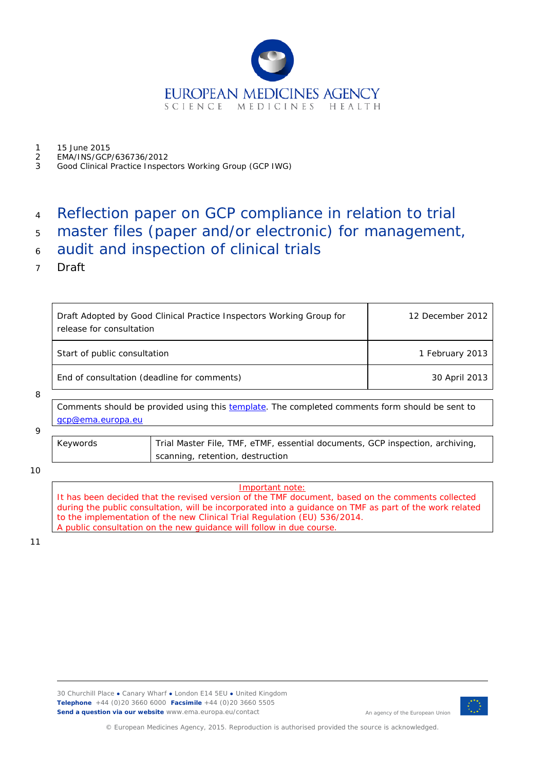EUROPEAN MEDICINES AGENCY
SCIENCE MEDICINES HEALTH

15 June 2015
EMA/INS/GCP/636736/2012
Good Clinical Practice Inspectors Working Group (GCP IWG)

# Reflection paper on GCP compliance in relation to trial master files (paper and/or electronic) for management, audit and inspection of clinical trials

Draft

| Draft Adopted by Good Clinical Practice Inspectors Working Group for release for consultation | 12 December 2012 |
|---|---|
| Start of public consultation | 1 February 2013 |
| End of consultation (deadline for comments) | 30 April 2013 |

Comments should be provided using this template. The completed comments form should be sent to gcp@ema.europa.eu

| Keywords | Trial Master File, TMF, eTMF, essential documents, GCP inspection, archiving, scanning, retention, destruction |
|---|---|

Important note:

It has been decided that the revised version of the TMF document, based on the comments collected during the public consultation, will be incorporated into a guidance on TMF as part of the work related to the implementation of the new Clinical Trial Regulation (EU) 536/2014.
A public consultation on the new guidance will follow in due course.

30 Churchill Place ● Canary Wharf ● London E14 5EU ● United Kingdom
**Telephone** +44 (0)20 3660 6000 **Facsimile** +44 (0)20 3660 5505
**Send a question via our website** www.ema.europa.eu/contact

An agency of the European Union

© European Medicines Agency, 2015. Reproduction is authorised provided the source is acknowledged.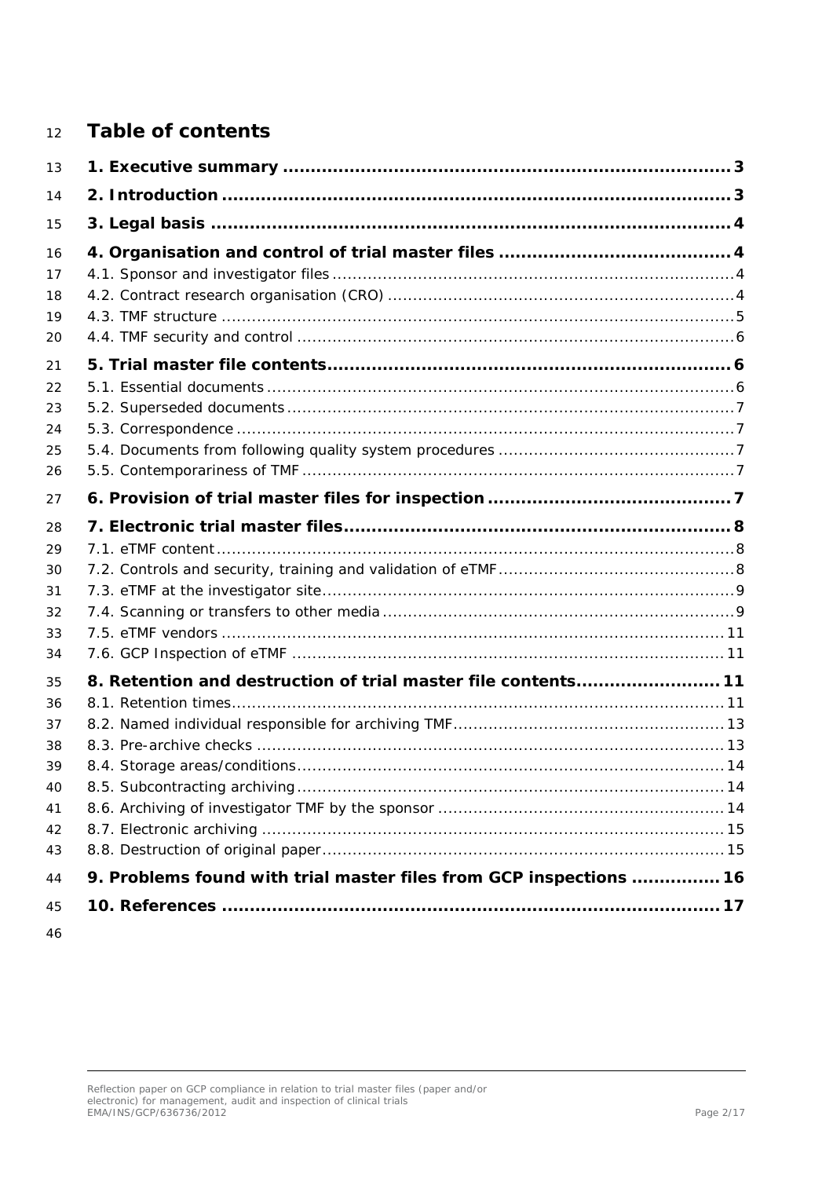# Table of contents

**1. Executive summary .................................................................................. 3**

**2. Introduction .......................................................................................... 3**

**3. Legal basis ............................................................................................ 4**

**4. Organisation and control of trial master files ......................................... 4**

4.1. Sponsor and investigator files ................................................................. 4

4.2. Contract research organisation (CRO) ..................................................... 4

4.3. TMF structure ......................................................................................... 5

4.4. TMF security and control ........................................................................ 6

**5. Trial master file contents ........................................................................ 6**

5.1. Essential documents ............................................................................... 6

5.2. Superseded documents ........................................................................... 7

5.3. Correspondence ...................................................................................... 7

5.4. Documents from following quality system procedures ............................. 7

5.5. Contemporariness of TMF ........................................................................ 7

**6. Provision of trial master files for inspection ........................................... 7**

**7. Electronic trial master files ..................................................................... 8**

7.1. eTMF content .......................................................................................... 8

7.2. Controls and security, training and validation of eTMF ............................. 8

7.3. eTMF at the investigator site ................................................................... 9

7.4. Scanning or transfers to other media ...................................................... 9

7.5. eTMF vendors ........................................................................................ 11

7.6. GCP Inspection of eTMF ........................................................................ 11

**8. Retention and destruction of trial master file contents ......................... 11**

8.1. Retention times ..................................................................................... 11

8.2. Named individual responsible for archiving TMF ..................................... 13

8.3. Pre-archive checks ................................................................................ 13

8.4. Storage areas/conditions ....................................................................... 14

8.5. Subcontracting archiving ....................................................................... 14

8.6. Archiving of investigator TMF by the sponsor ......................................... 14

8.7. Electronic archiving ............................................................................... 15

8.8. Destruction of original paper ................................................................. 15

**9. Problems found with trial master files from GCP inspections ................ 16**

**10. References .......................................................................................... 17**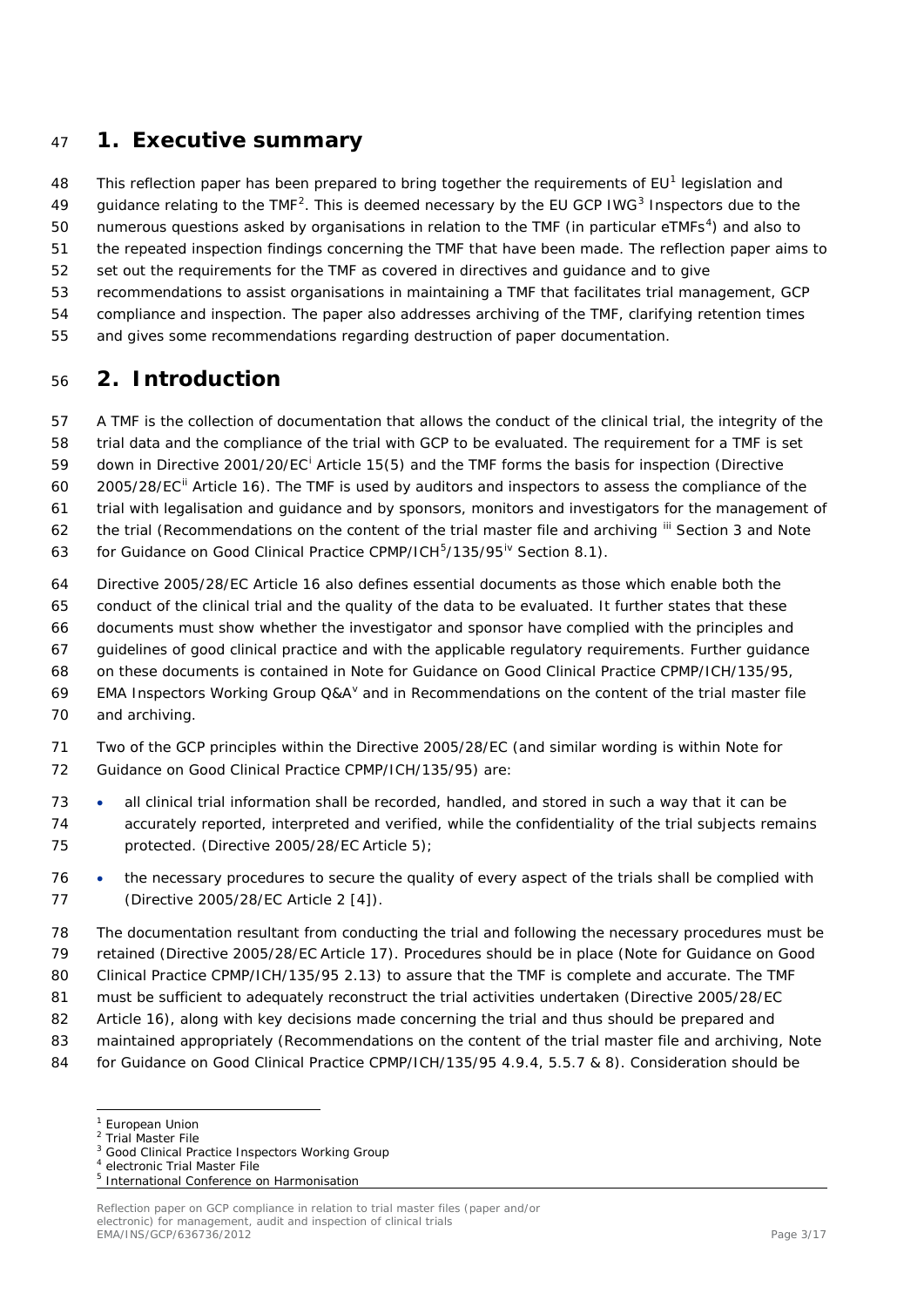## 1. Executive summary

This reflection paper has been prepared to bring together the requirements of EU[1] legislation and guidance relating to the TMF[2]. This is deemed necessary by the EU GCP IWG[3] Inspectors due to the numerous questions asked by organisations in relation to the TMF (in particular eTMFs[4]) and also to the repeated inspection findings concerning the TMF that have been made. The reflection paper aims to set out the requirements for the TMF as covered in directives and guidance and to give recommendations to assist organisations in maintaining a TMF that facilitates trial management, GCP compliance and inspection. The paper also addresses archiving of the TMF, clarifying retention times and gives some recommendations regarding destruction of paper documentation.

## 2. Introduction

A TMF is the collection of documentation that allows the conduct of the clinical trial, the integrity of the trial data and the compliance of the trial with GCP to be evaluated. The requirement for a TMF is set down in Directive 2001/20/EC[i] Article 15(5) and the TMF forms the basis for inspection (Directive 2005/28/EC[ii] Article 16). The TMF is used by auditors and inspectors to assess the compliance of the trial with legalisation and guidance and by sponsors, monitors and investigators for the management of the trial (Recommendations on the content of the trial master file and archiving [iii] Section 3 and Note for Guidance on Good Clinical Practice CPMP/ICH[5]/135/95[iv] Section 8.1).

Directive 2005/28/EC Article 16 also defines essential documents as those which enable both the conduct of the clinical trial and the quality of the data to be evaluated. It further states that these documents must show whether the investigator and sponsor have complied with the principles and guidelines of good clinical practice and with the applicable regulatory requirements. Further guidance on these documents is contained in Note for Guidance on Good Clinical Practice CPMP/ICH/135/95, EMA Inspectors Working Group Q&A[v] and in Recommendations on the content of the trial master file and archiving.

Two of the GCP principles within the Directive 2005/28/EC (and similar wording is within Note for Guidance on Good Clinical Practice CPMP/ICH/135/95) are:

- all clinical trial information shall be recorded, handled, and stored in such a way that it can be accurately reported, interpreted and verified, while the confidentiality of the trial subjects remains protected. (Directive 2005/28/EC Article 5);
- the necessary procedures to secure the quality of every aspect of the trials shall be complied with (Directive 2005/28/EC Article 2 [4]).

The documentation resultant from conducting the trial and following the necessary procedures must be retained (Directive 2005/28/EC Article 17). Procedures should be in place (Note for Guidance on Good Clinical Practice CPMP/ICH/135/95 2.13) to assure that the TMF is complete and accurate. The TMF must be sufficient to adequately reconstruct the trial activities undertaken (Directive 2005/28/EC Article 16), along with key decisions made concerning the trial and thus should be prepared and maintained appropriately (Recommendations on the content of the trial master file and archiving, Note for Guidance on Good Clinical Practice CPMP/ICH/135/95 4.9.4, 5.5.7 & 8). Consideration should be

---

[1] European Union
[2] Trial Master File
[3] Good Clinical Practice Inspectors Working Group
[4] electronic Trial Master File
[5] International Conference on Harmonisation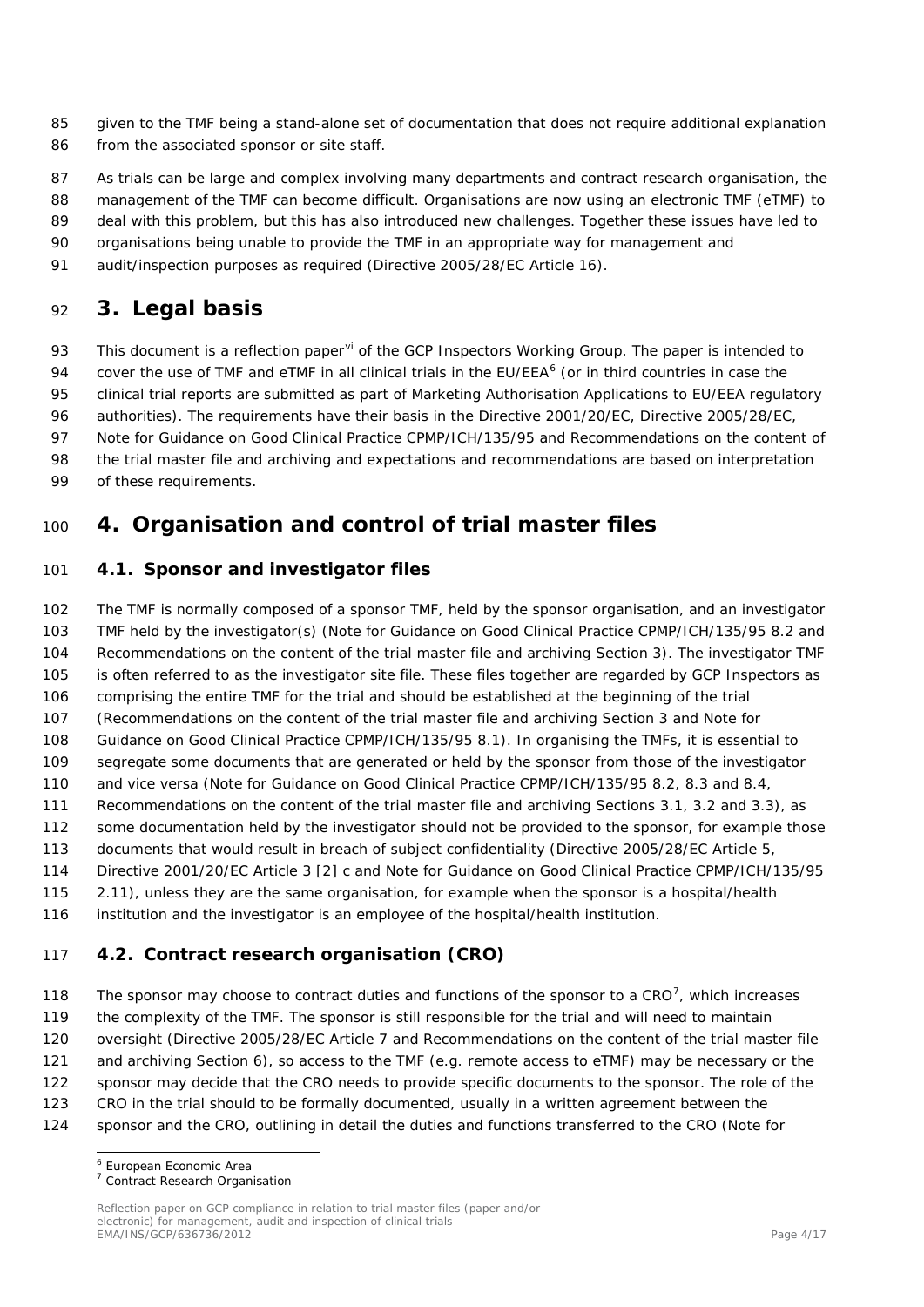given to the TMF being a stand-alone set of documentation that does not require additional explanation from the associated sponsor or site staff.

As trials can be large and complex involving many departments and contract research organisation, the management of the TMF can become difficult. Organisations are now using an electronic TMF (eTMF) to deal with this problem, but this has also introduced new challenges. Together these issues have led to organisations being unable to provide the TMF in an appropriate way for management and audit/inspection purposes as required (Directive 2005/28/EC Article 16).

# 3. Legal basis

This document is a reflection paper[vi] of the GCP Inspectors Working Group. The paper is intended to cover the use of TMF and eTMF in all clinical trials in the EU/EEA[6] (or in third countries in case the clinical trial reports are submitted as part of Marketing Authorisation Applications to EU/EEA regulatory authorities). The requirements have their basis in the Directive 2001/20/EC, Directive 2005/28/EC, Note for Guidance on Good Clinical Practice CPMP/ICH/135/95 and Recommendations on the content of the trial master file and archiving and expectations and recommendations are based on interpretation of these requirements.

# 4. Organisation and control of trial master files

## 4.1. Sponsor and investigator files

The TMF is normally composed of a sponsor TMF, held by the sponsor organisation, and an investigator TMF held by the investigator(s) (Note for Guidance on Good Clinical Practice CPMP/ICH/135/95 8.2 and Recommendations on the content of the trial master file and archiving Section 3). The investigator TMF is often referred to as the investigator site file. These files together are regarded by GCP Inspectors as comprising the entire TMF for the trial and should be established at the beginning of the trial (Recommendations on the content of the trial master file and archiving Section 3 and Note for Guidance on Good Clinical Practice CPMP/ICH/135/95 8.1). In organising the TMFs, it is essential to segregate some documents that are generated or held by the sponsor from those of the investigator and vice versa (Note for Guidance on Good Clinical Practice CPMP/ICH/135/95 8.2, 8.3 and 8.4, Recommendations on the content of the trial master file and archiving Sections 3.1, 3.2 and 3.3), as some documentation held by the investigator should not be provided to the sponsor, for example those documents that would result in breach of subject confidentiality (Directive 2005/28/EC Article 5, Directive 2001/20/EC Article 3 [2] c and Note for Guidance on Good Clinical Practice CPMP/ICH/135/95 2.11), unless they are the same organisation, for example when the sponsor is a hospital/health institution and the investigator is an employee of the hospital/health institution.

## 4.2. Contract research organisation (CRO)

The sponsor may choose to contract duties and functions of the sponsor to a CRO[7], which increases the complexity of the TMF. The sponsor is still responsible for the trial and will need to maintain oversight (Directive 2005/28/EC Article 7 and Recommendations on the content of the trial master file and archiving Section 6), so access to the TMF (e.g. remote access to eTMF) may be necessary or the sponsor may decide that the CRO needs to provide specific documents to the sponsor. The role of the CRO in the trial should be formally documented, usually in a written agreement between the sponsor and the CRO, outlining in detail the duties and functions transferred to the CRO (Note for

[6] European Economic Area

[7] Contract Research Organisation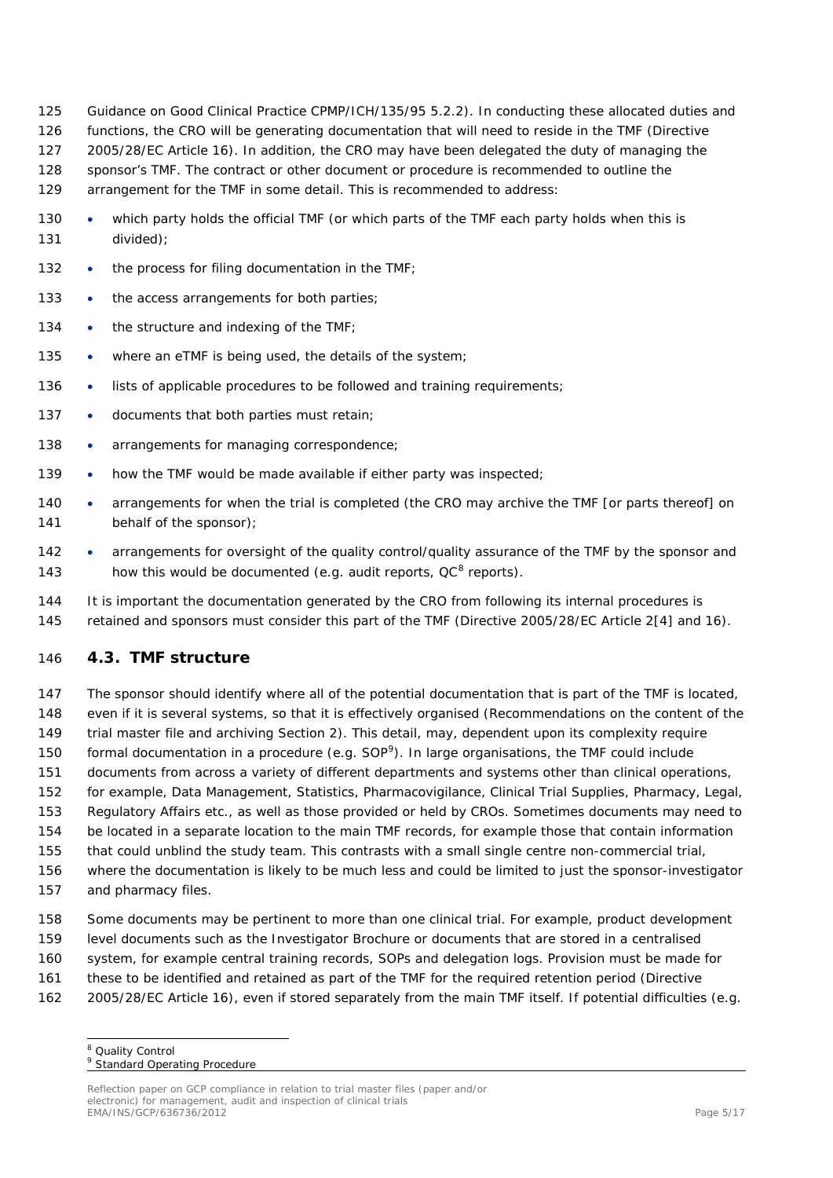Guidance on Good Clinical Practice CPMP/ICH/135/95 5.2.2). In conducting these allocated duties and functions, the CRO will be generating documentation that will need to reside in the TMF (Directive 2005/28/EC Article 16). In addition, the CRO may have been delegated the duty of managing the sponsor's TMF. The contract or other document or procedure is recommended to outline the arrangement for the TMF in some detail. This is recommended to address:

- which party holds the official TMF (or which parts of the TMF each party holds when this is divided);
- the process for filing documentation in the TMF;
- the access arrangements for both parties;
- the structure and indexing of the TMF;
- where an eTMF is being used, the details of the system;
- lists of applicable procedures to be followed and training requirements;
- documents that both parties must retain;
- arrangements for managing correspondence;
- how the TMF would be made available if either party was inspected;
- arrangements for when the trial is completed (the CRO may archive the TMF [or parts thereof] on behalf of the sponsor);
- arrangements for oversight of the quality control/quality assurance of the TMF by the sponsor and how this would be documented (e.g. audit reports, QC[8] reports).

It is important the documentation generated by the CRO from following its internal procedures is retained and sponsors must consider this part of the TMF (Directive 2005/28/EC Article 2[4] and 16).

## 4.3. TMF structure

The sponsor should identify where all of the potential documentation that is part of the TMF is located, even if it is several systems, so that it is effectively organised (Recommendations on the content of the trial master file and archiving Section 2). This detail, may, dependent upon its complexity require formal documentation in a procedure (e.g. SOP[9]). In large organisations, the TMF could include documents from across a variety of different departments and systems other than clinical operations, for example, Data Management, Statistics, Pharmacovigilance, Clinical Trial Supplies, Pharmacy, Legal, Regulatory Affairs etc., as well as those provided or held by CROs. Sometimes documents may need to be located in a separate location to the main TMF records, for example those that contain information that could unblind the study team. This contrasts with a small single centre non-commercial trial, where the documentation is likely to be much less and could be limited to just the sponsor-investigator and pharmacy files.

Some documents may be pertinent to more than one clinical trial. For example, product development level documents such as the Investigator Brochure or documents that are stored in a centralised system, for example central training records, SOPs and delegation logs. Provision must be made for these to be identified and retained as part of the TMF for the required retention period (Directive 2005/28/EC Article 16), even if stored separately from the main TMF itself. If potential difficulties (e.g.

---

[8] Quality Control

[9] Standard Operating Procedure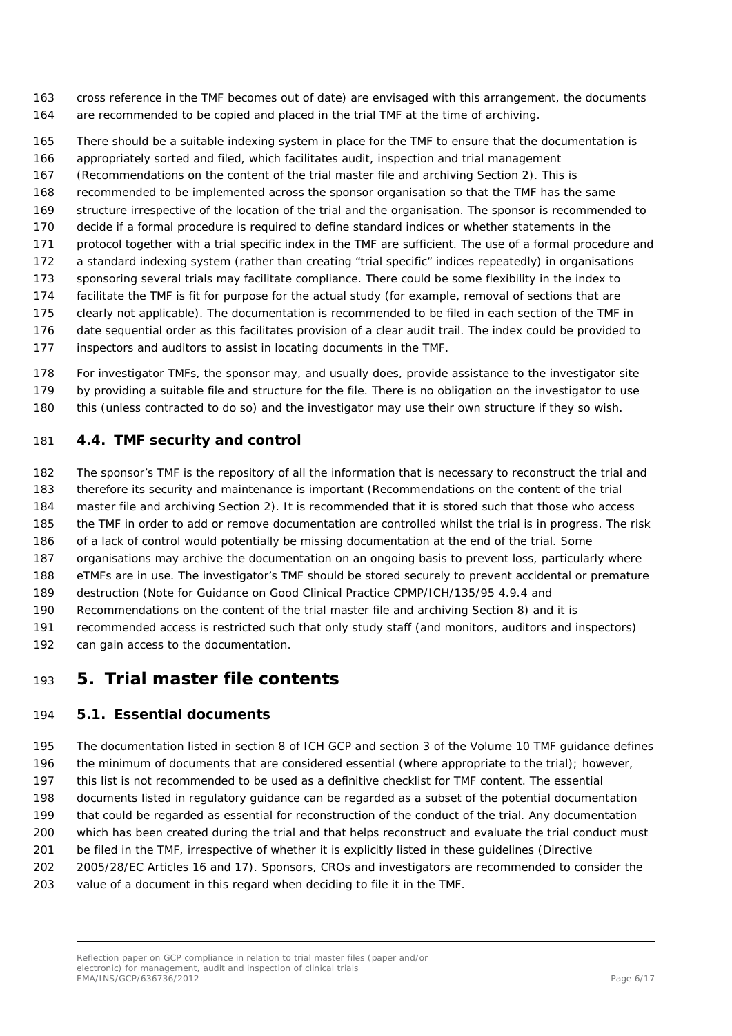cross reference in the TMF becomes out of date) are envisaged with this arrangement, the documents are recommended to be copied and placed in the trial TMF at the time of archiving.

There should be a suitable indexing system in place for the TMF to ensure that the documentation is appropriately sorted and filed, which facilitates audit, inspection and trial management (Recommendations on the content of the trial master file and archiving Section 2). This is recommended to be implemented across the sponsor organisation so that the TMF has the same structure irrespective of the location of the trial and the organisation. The sponsor is recommended to decide if a formal procedure is required to define standard indices or whether statements in the protocol together with a trial specific index in the TMF are sufficient. The use of a formal procedure and a standard indexing system (rather than creating "trial specific" indices repeatedly) in organisations sponsoring several trials may facilitate compliance. There could be some flexibility in the index to facilitate the TMF is fit for purpose for the actual study (for example, removal of sections that are clearly not applicable). The documentation is recommended to be filed in each section of the TMF in date sequential order as this facilitates provision of a clear audit trail. The index could be provided to inspectors and auditors to assist in locating documents in the TMF.

For investigator TMFs, the sponsor may, and usually does, provide assistance to the investigator site by providing a suitable file and structure for the file. There is no obligation on the investigator to use this (unless contracted to do so) and the investigator may use their own structure if they so wish.

## 4.4. TMF security and control

The sponsor's TMF is the repository of all the information that is necessary to reconstruct the trial and therefore its security and maintenance is important (Recommendations on the content of the trial master file and archiving Section 2). It is recommended that it is stored such that those who access the TMF in order to add or remove documentation are controlled whilst the trial is in progress. The risk of a lack of control would potentially be missing documentation at the end of the trial. Some organisations may archive the documentation on an ongoing basis to prevent loss, particularly where eTMFs are in use. The investigator's TMF should be stored securely to prevent accidental or premature destruction (Note for Guidance on Good Clinical Practice CPMP/ICH/135/95 4.9.4 and Recommendations on the content of the trial master file and archiving Section 8) and it is recommended access is restricted such that only study staff (and monitors, auditors and inspectors) can gain access to the documentation.

# 5. Trial master file contents

## 5.1. Essential documents

The documentation listed in section 8 of ICH GCP and section 3 of the Volume 10 TMF guidance defines the minimum of documents that are considered essential (where appropriate to the trial); however, this list is not recommended to be used as a definitive checklist for TMF content. The essential documents listed in regulatory guidance can be regarded as a subset of the potential documentation that could be regarded as essential for reconstruction of the conduct of the trial. Any documentation which has been created during the trial and that helps reconstruct and evaluate the trial conduct must be filed in the TMF, irrespective of whether it is explicitly listed in these guidelines (Directive 2005/28/EC Articles 16 and 17). Sponsors, CROs and investigators are recommended to consider the value of a document in this regard when deciding to file it in the TMF.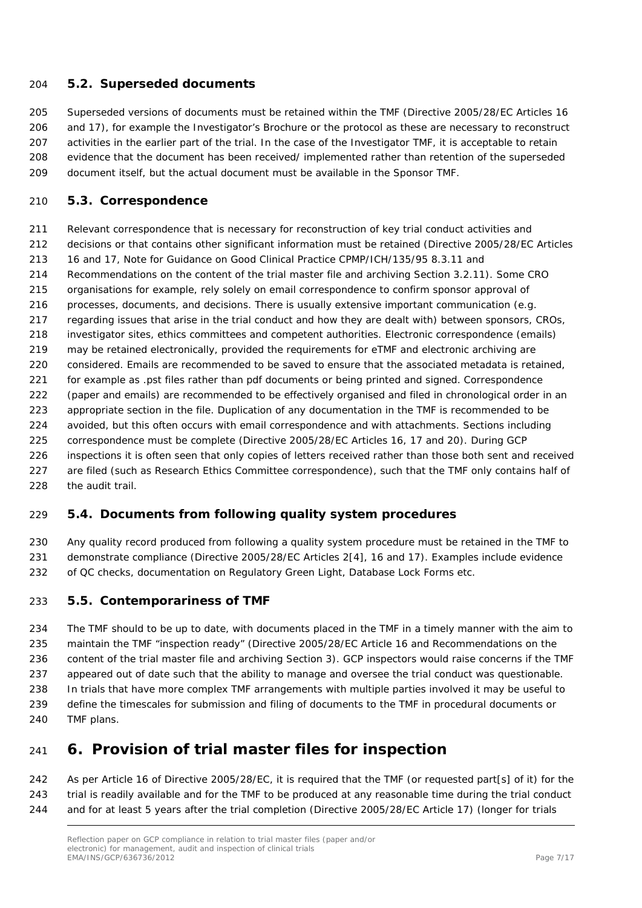### 5.2. Superseded documents

Superseded versions of documents must be retained within the TMF (Directive 2005/28/EC Articles 16 and 17), for example the Investigator's Brochure or the protocol as these are necessary to reconstruct activities in the earlier part of the trial. In the case of the Investigator TMF, it is acceptable to retain evidence that the document has been received/ implemented rather than retention of the superseded document itself, but the actual document must be available in the Sponsor TMF.

### 5.3. Correspondence

Relevant correspondence that is necessary for reconstruction of key trial conduct activities and decisions or that contains other significant information must be retained (Directive 2005/28/EC Articles 16 and 17, Note for Guidance on Good Clinical Practice CPMP/ICH/135/95 8.3.11 and Recommendations on the content of the trial master file and archiving Section 3.2.11). Some CRO organisations for example, rely solely on email correspondence to confirm sponsor approval of processes, documents, and decisions. There is usually extensive important communication (e.g. regarding issues that arise in the trial conduct and how they are dealt with) between sponsors, CROs, investigator sites, ethics committees and competent authorities. Electronic correspondence (emails) may be retained electronically, provided the requirements for eTMF and electronic archiving are considered. Emails are recommended to be saved to ensure that the associated metadata is retained, for example as .pst files rather than pdf documents or being printed and signed. Correspondence (paper and emails) are recommended to be effectively organised and filed in chronological order in an appropriate section in the file. Duplication of any documentation in the TMF is recommended to be avoided, but this often occurs with email correspondence and with attachments. Sections including correspondence must be complete (Directive 2005/28/EC Articles 16, 17 and 20). During GCP inspections it is often seen that only copies of letters received rather than those both sent and received are filed (such as Research Ethics Committee correspondence), such that the TMF only contains half of the audit trail.

### 5.4. Documents from following quality system procedures

Any quality record produced from following a quality system procedure must be retained in the TMF to demonstrate compliance (Directive 2005/28/EC Articles 2[4], 16 and 17). Examples include evidence of QC checks, documentation on Regulatory Green Light, Database Lock Forms etc.

### 5.5. Contemporariness of TMF

The TMF should to be up to date, with documents placed in the TMF in a timely manner with the aim to maintain the TMF "inspection ready" (Directive 2005/28/EC Article 16 and Recommendations on the content of the trial master file and archiving Section 3). GCP inspectors would raise concerns if the TMF appeared out of date such that the ability to manage and oversee the trial conduct was questionable. In trials that have more complex TMF arrangements with multiple parties involved it may be useful to define the timescales for submission and filing of documents to the TMF in procedural documents or TMF plans.

## 6. Provision of trial master files for inspection

As per Article 16 of Directive 2005/28/EC, it is required that the TMF (or requested part[s] of it) for the trial is readily available and for the TMF to be produced at any reasonable time during the trial conduct and for at least 5 years after the trial completion (Directive 2005/28/EC Article 17) (longer for trials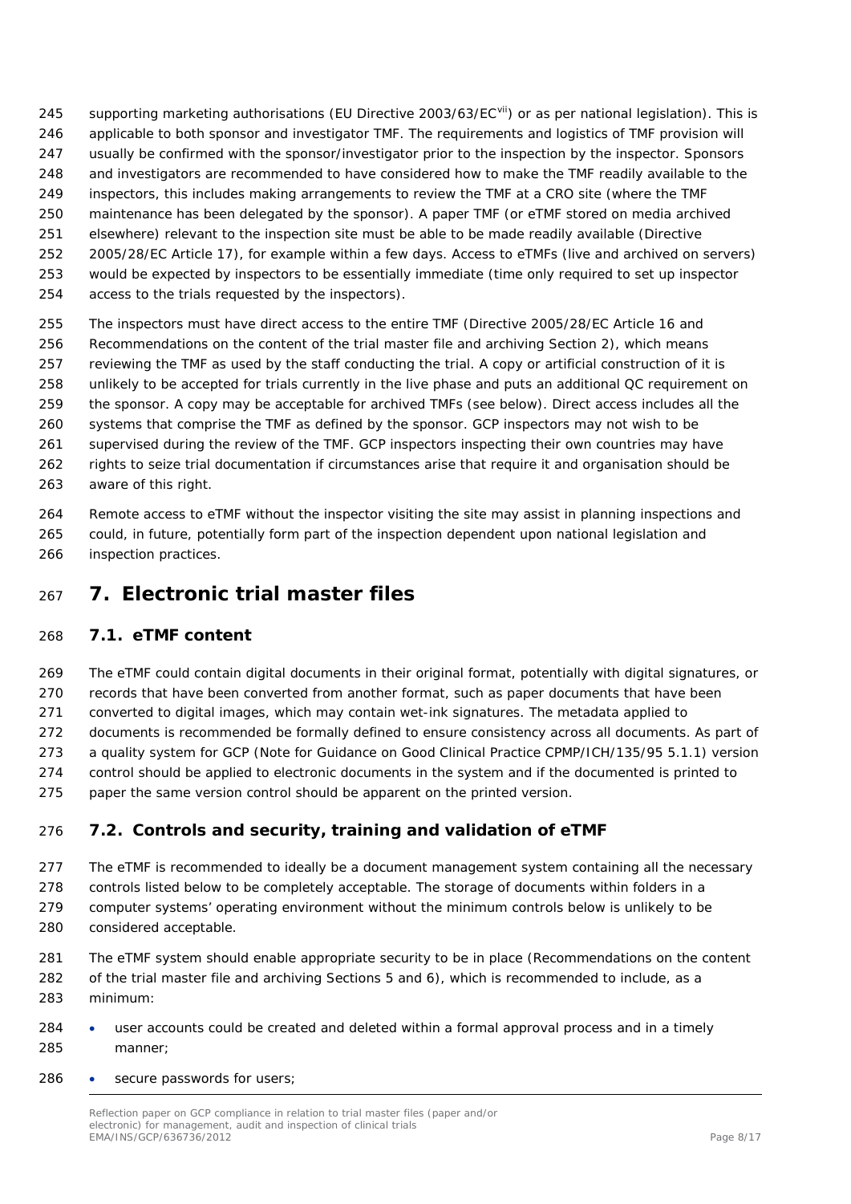supporting marketing authorisations (EU Directive 2003/63/EC[vii]) or as per national legislation). This is applicable to both sponsor and investigator TMF. The requirements and logistics of TMF provision will usually be confirmed with the sponsor/investigator prior to the inspection by the inspector. Sponsors and investigators are recommended to have considered how to make the TMF readily available to the inspectors, this includes making arrangements to review the TMF at a CRO site (where the TMF maintenance has been delegated by the sponsor). A paper TMF (or eTMF stored on media archived elsewhere) relevant to the inspection site must be able to be made readily available (Directive 2005/28/EC Article 17), for example within a few days. Access to eTMFs (live and archived on servers) would be expected by inspectors to be essentially immediate (time only required to set up inspector access to the trials requested by the inspectors).

The inspectors must have direct access to the entire TMF (Directive 2005/28/EC Article 16 and Recommendations on the content of the trial master file and archiving Section 2), which means reviewing the TMF as used by the staff conducting the trial. A copy or artificial construction of it is unlikely to be accepted for trials currently in the live phase and puts an additional QC requirement on the sponsor. A copy may be acceptable for archived TMFs (see below). Direct access includes all the systems that comprise the TMF as defined by the sponsor. GCP inspectors may not wish to be supervised during the review of the TMF. GCP inspectors inspecting their own countries may have rights to seize trial documentation if circumstances arise that require it and organisation should be aware of this right.

Remote access to eTMF without the inspector visiting the site may assist in planning inspections and could, in future, potentially form part of the inspection dependent upon national legislation and inspection practices.

# 7. Electronic trial master files

## 7.1. eTMF content

The eTMF could contain digital documents in their original format, potentially with digital signatures, or records that have been converted from another format, such as paper documents that have been converted to digital images, which may contain wet-ink signatures. The metadata applied to documents is recommended be formally defined to ensure consistency across all documents. As part of a quality system for GCP (Note for Guidance on Good Clinical Practice CPMP/ICH/135/95 5.1.1) version control should be applied to electronic documents in the system and if the documented is printed to paper the same version control should be apparent on the printed version.

## 7.2. Controls and security, training and validation of eTMF

The eTMF is recommended to ideally be a document management system containing all the necessary controls listed below to be completely acceptable. The storage of documents within folders in a computer systems' operating environment without the minimum controls below is unlikely to be considered acceptable.

The eTMF system should enable appropriate security to be in place (Recommendations on the content of the trial master file and archiving Sections 5 and 6), which is recommended to include, as a minimum:

- user accounts could be created and deleted within a formal approval process and in a timely manner;
- secure passwords for users;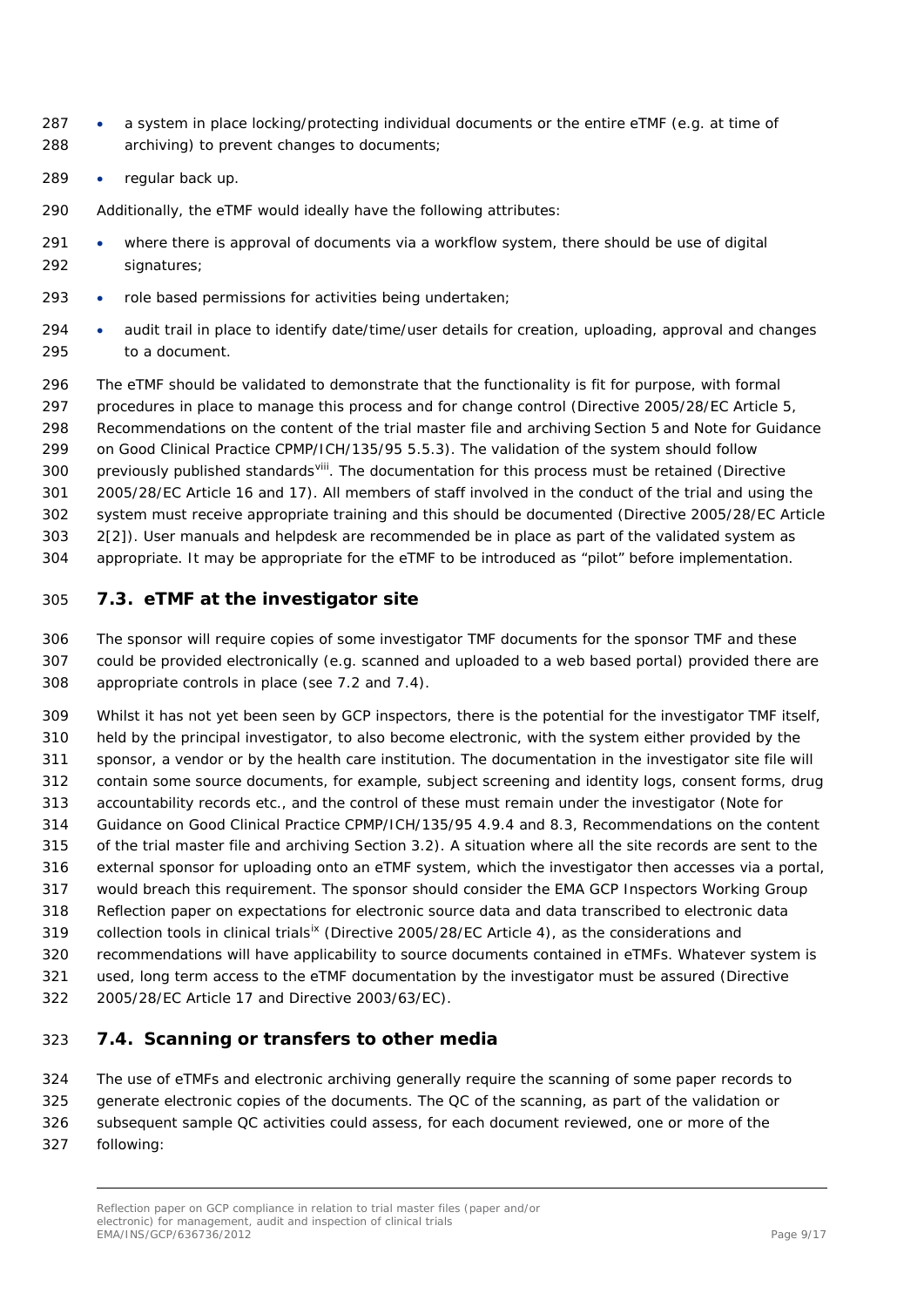- a system in place locking/protecting individual documents or the entire eTMF (e.g. at time of archiving) to prevent changes to documents;
- regular back up.

Additionally, the eTMF would ideally have the following attributes:

- where there is approval of documents via a workflow system, there should be use of digital signatures;
- role based permissions for activities being undertaken;
- audit trail in place to identify date/time/user details for creation, uploading, approval and changes to a document.

The eTMF should be validated to demonstrate that the functionality is fit for purpose, with formal procedures in place to manage this process and for change control (Directive 2005/28/EC Article 5, Recommendations on the content of the trial master file and archiving Section 5 and Note for Guidance on Good Clinical Practice CPMP/ICH/135/95 5.5.3). The validation of the system should follow previously published standards[viii]. The documentation for this process must be retained (Directive 2005/28/EC Article 16 and 17). All members of staff involved in the conduct of the trial and using the system must receive appropriate training and this should be documented (Directive 2005/28/EC Article 2[2]). User manuals and helpdesk are recommended be in place as part of the validated system as appropriate. It may be appropriate for the eTMF to be introduced as "pilot" before implementation.

## 7.3. eTMF at the investigator site

The sponsor will require copies of some investigator TMF documents for the sponsor TMF and these could be provided electronically (e.g. scanned and uploaded to a web based portal) provided there are appropriate controls in place (see 7.2 and 7.4).

Whilst it has not yet been seen by GCP inspectors, there is the potential for the investigator TMF itself, held by the principal investigator, to also become electronic, with the system either provided by the sponsor, a vendor or by the health care institution. The documentation in the investigator site file will contain some source documents, for example, subject screening and identity logs, consent forms, drug accountability records etc., and the control of these must remain under the investigator (Note for Guidance on Good Clinical Practice CPMP/ICH/135/95 4.9.4 and 8.3, Recommendations on the content of the trial master file and archiving Section 3.2). A situation where all the site records are sent to the external sponsor for uploading onto an eTMF system, which the investigator then accesses via a portal, would breach this requirement. The sponsor should consider the EMA GCP Inspectors Working Group Reflection paper on expectations for electronic source data and data transcribed to electronic data collection tools in clinical trials[ix] (Directive 2005/28/EC Article 4), as the considerations and recommendations will have applicability to source documents contained in eTMFs. Whatever system is used, long term access to the eTMF documentation by the investigator must be assured (Directive 2005/28/EC Article 17 and Directive 2003/63/EC).

## 7.4. Scanning or transfers to other media

The use of eTMFs and electronic archiving generally require the scanning of some paper records to generate electronic copies of the documents. The QC of the scanning, as part of the validation or subsequent sample QC activities could assess, for each document reviewed, one or more of the following: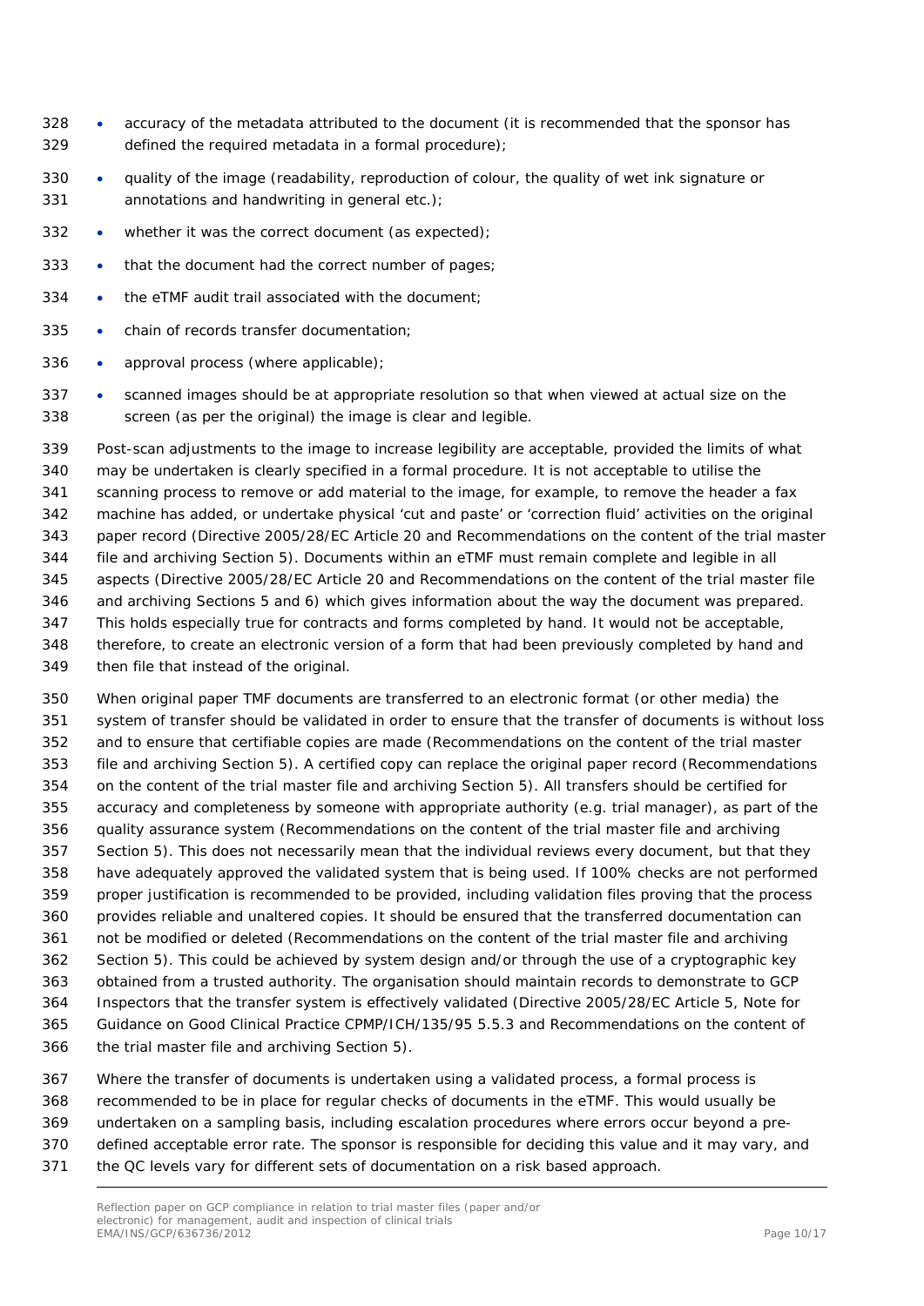- accuracy of the metadata attributed to the document (it is recommended that the sponsor has defined the required metadata in a formal procedure);
- quality of the image (readability, reproduction of colour, the quality of wet ink signature or annotations and handwriting in general etc.);
- whether it was the correct document (as expected);
- that the document had the correct number of pages;
- the eTMF audit trail associated with the document;
- chain of records transfer documentation;
- approval process (where applicable);
- scanned images should be at appropriate resolution so that when viewed at actual size on the screen (as per the original) the image is clear and legible.

Post-scan adjustments to the image to increase legibility are acceptable, provided the limits of what may be undertaken is clearly specified in a formal procedure. It is not acceptable to utilise the scanning process to remove or add material to the image, for example, to remove the header a fax machine has added, or undertake physical 'cut and paste' or 'correction fluid' activities on the original paper record (Directive 2005/28/EC Article 20 and Recommendations on the content of the trial master file and archiving Section 5). Documents within an eTMF must remain complete and legible in all aspects (Directive 2005/28/EC Article 20 and Recommendations on the content of the trial master file and archiving Sections 5 and 6) which gives information about the way the document was prepared. This holds especially true for contracts and forms completed by hand. It would not be acceptable, therefore, to create an electronic version of a form that had been previously completed by hand and then file that instead of the original.

When original paper TMF documents are transferred to an electronic format (or other media) the system of transfer should be validated in order to ensure that the transfer of documents is without loss and to ensure that certifiable copies are made (Recommendations on the content of the trial master file and archiving Section 5). A certified copy can replace the original paper record (Recommendations on the content of the trial master file and archiving Section 5). All transfers should be certified for accuracy and completeness by someone with appropriate authority (e.g. trial manager), as part of the quality assurance system (Recommendations on the content of the trial master file and archiving Section 5). This does not necessarily mean that the individual reviews every document, but that they have adequately approved the validated system that is being used. If 100% checks are not performed proper justification is recommended to be provided, including validation files proving that the process provides reliable and unaltered copies. It should be ensured that the transferred documentation can not be modified or deleted (Recommendations on the content of the trial master file and archiving Section 5). This could be achieved by system design and/or through the use of a cryptographic key obtained from a trusted authority. The organisation should maintain records to demonstrate to GCP Inspectors that the transfer system is effectively validated (Directive 2005/28/EC Article 5, Note for Guidance on Good Clinical Practice CPMP/ICH/135/95 5.5.3 and Recommendations on the content of the trial master file and archiving Section 5).

Where the transfer of documents is undertaken using a validated process, a formal process is recommended to be in place for regular checks of documents in the eTMF. This would usually be undertaken on a sampling basis, including escalation procedures where errors occur beyond a pre-defined acceptable error rate. The sponsor is responsible for deciding this value and it may vary, and the QC levels vary for different sets of documentation on a risk based approach.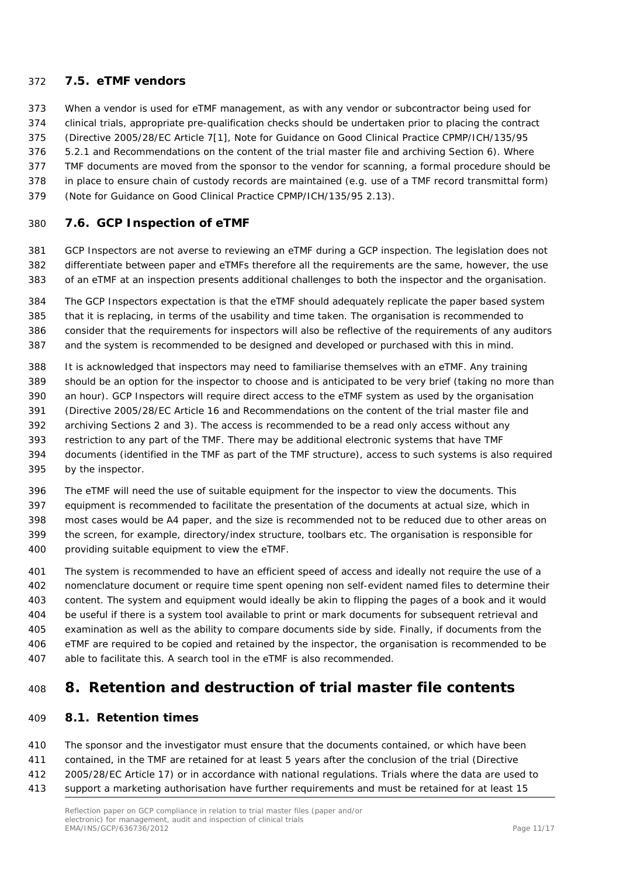### 7.5. eTMF vendors

When a vendor is used for eTMF management, as with any vendor or subcontractor being used for clinical trials, appropriate pre-qualification checks should be undertaken prior to placing the contract (Directive 2005/28/EC Article 7[1], Note for Guidance on Good Clinical Practice CPMP/ICH/135/95 5.2.1 and Recommendations on the content of the trial master file and archiving Section 6). Where TMF documents are moved from the sponsor to the vendor for scanning, a formal procedure should be in place to ensure chain of custody records are maintained (e.g. use of a TMF record transmittal form) (Note for Guidance on Good Clinical Practice CPMP/ICH/135/95 2.13).

### 7.6. GCP Inspection of eTMF

GCP Inspectors are not averse to reviewing an eTMF during a GCP inspection. The legislation does not differentiate between paper and eTMFs therefore all the requirements are the same, however, the use of an eTMF at an inspection presents additional challenges to both the inspector and the organisation.

The GCP Inspectors expectation is that the eTMF should adequately replicate the paper based system that it is replacing, in terms of the usability and time taken. The organisation is recommended to consider that the requirements for inspectors will also be reflective of the requirements of any auditors and the system is recommended to be designed and developed or purchased with this in mind.

It is acknowledged that inspectors may need to familiarise themselves with an eTMF. Any training should be an option for the inspector to choose and is anticipated to be very brief (taking no more than an hour). GCP Inspectors will require direct access to the eTMF system as used by the organisation (Directive 2005/28/EC Article 16 and Recommendations on the content of the trial master file and archiving Sections 2 and 3). The access is recommended to be a read only access without any restriction to any part of the TMF. There may be additional electronic systems that have TMF documents (identified in the TMF as part of the TMF structure), access to such systems is also required by the inspector.

The eTMF will need the use of suitable equipment for the inspector to view the documents. This equipment is recommended to facilitate the presentation of the documents at actual size, which in most cases would be A4 paper, and the size is recommended not to be reduced due to other areas on the screen, for example, directory/index structure, toolbars etc. The organisation is responsible for providing suitable equipment to view the eTMF.

The system is recommended to have an efficient speed of access and ideally not require the use of a nomenclature document or require time spent opening non self-evident named files to determine their content. The system and equipment would ideally be akin to flipping the pages of a book and it would be useful if there is a system tool available to print or mark documents for subsequent retrieval and examination as well as the ability to compare documents side by side. Finally, if documents from the eTMF are required to be copied and retained by the inspector, the organisation is recommended to be able to facilitate this. A search tool in the eTMF is also recommended.

## 8. Retention and destruction of trial master file contents

### 8.1. Retention times

The sponsor and the investigator must ensure that the documents contained, or which have been contained, in the TMF are retained for at least 5 years after the conclusion of the trial (Directive 2005/28/EC Article 17) or in accordance with national regulations. Trials where the data are used to support a marketing authorisation have further requirements and must be retained for at least 15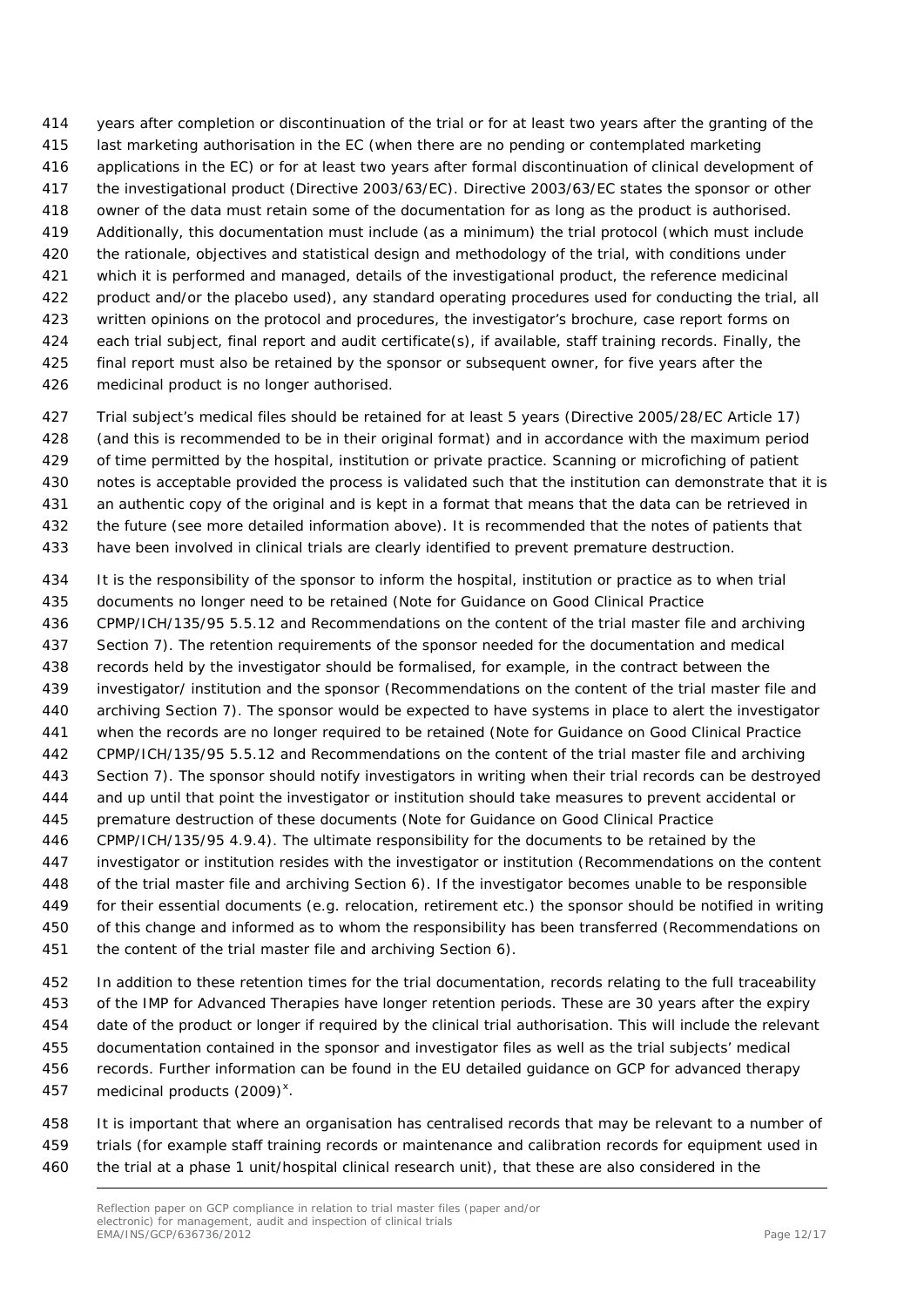years after completion or discontinuation of the trial or for at least two years after the granting of the last marketing authorisation in the EC (when there are no pending or contemplated marketing applications in the EC) or for at least two years after formal discontinuation of clinical development of the investigational product (Directive 2003/63/EC). Directive 2003/63/EC states the sponsor or other owner of the data must retain some of the documentation for as long as the product is authorised. Additionally, this documentation must include (as a minimum) the trial protocol (which must include the rationale, objectives and statistical design and methodology of the trial, with conditions under which it is performed and managed, details of the investigational product, the reference medicinal product and/or the placebo used), any standard operating procedures used for conducting the trial, all written opinions on the protocol and procedures, the investigator's brochure, case report forms on each trial subject, final report and audit certificate(s), if available, staff training records. Finally, the final report must also be retained by the sponsor or subsequent owner, for five years after the medicinal product is no longer authorised.

Trial subject's medical files should be retained for at least 5 years (Directive 2005/28/EC Article 17) (and this is recommended to be in their original format) and in accordance with the maximum period of time permitted by the hospital, institution or private practice. Scanning or microfiching of patient notes is acceptable provided the process is validated such that the institution can demonstrate that it is an authentic copy of the original and is kept in a format that means that the data can be retrieved in the future (see more detailed information above). It is recommended that the notes of patients that have been involved in clinical trials are clearly identified to prevent premature destruction.

It is the responsibility of the sponsor to inform the hospital, institution or practice as to when trial documents no longer need to be retained (Note for Guidance on Good Clinical Practice CPMP/ICH/135/95 5.5.12 and Recommendations on the content of the trial master file and archiving Section 7). The retention requirements of the sponsor needed for the documentation and medical records held by the investigator should be formalised, for example, in the contract between the investigator/ institution and the sponsor (Recommendations on the content of the trial master file and archiving Section 7). The sponsor would be expected to have systems in place to alert the investigator when the records are no longer required to be retained (Note for Guidance on Good Clinical Practice CPMP/ICH/135/95 5.5.12 and Recommendations on the content of the trial master file and archiving Section 7). The sponsor should notify investigators in writing when their trial records can be destroyed and up until that point the investigator or institution should take measures to prevent accidental or premature destruction of these documents (Note for Guidance on Good Clinical Practice CPMP/ICH/135/95 4.9.4). The ultimate responsibility for the documents to be retained by the investigator or institution resides with the investigator or institution (Recommendations on the content of the trial master file and archiving Section 6). If the investigator becomes unable to be responsible for their essential documents (e.g. relocation, retirement etc.) the sponsor should be notified in writing of this change and informed as to whom the responsibility has been transferred (Recommendations on the content of the trial master file and archiving Section 6).

In addition to these retention times for the trial documentation, records relating to the full traceability of the IMP for Advanced Therapies have longer retention periods. These are 30 years after the expiry date of the product or longer if required by the clinical trial authorisation. This will include the relevant documentation contained in the sponsor and investigator files as well as the trial subjects' medical records. Further information can be found in the EU detailed guidance on GCP for advanced therapy medicinal products (2009)[x].

It is important that where an organisation has centralised records that may be relevant to a number of trials (for example staff training records or maintenance and calibration records for equipment used in the trial at a phase 1 unit/hospital clinical research unit), that these are also considered in the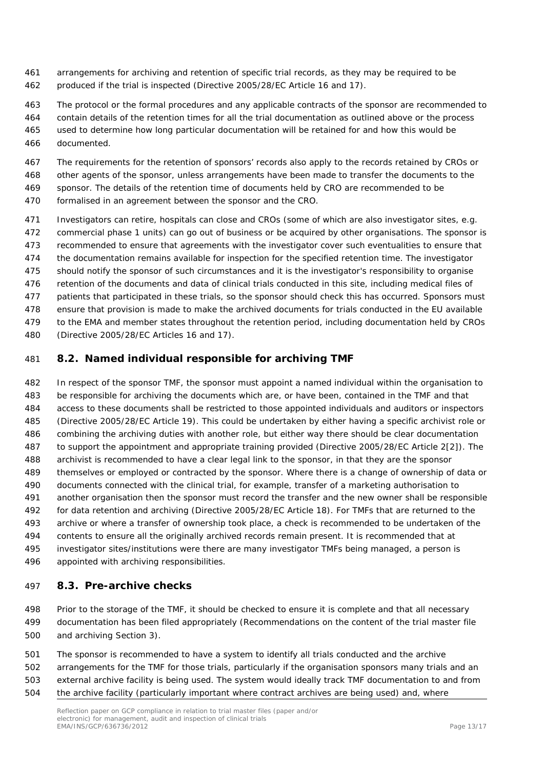arrangements for archiving and retention of specific trial records, as they may be required to be produced if the trial is inspected (Directive 2005/28/EC Article 16 and 17).

The protocol or the formal procedures and any applicable contracts of the sponsor are recommended to contain details of the retention times for all the trial documentation as outlined above or the process used to determine how long particular documentation will be retained for and how this would be documented.

The requirements for the retention of sponsors' records also apply to the records retained by CROs or other agents of the sponsor, unless arrangements have been made to transfer the documents to the sponsor. The details of the retention time of documents held by CRO are recommended to be formalised in an agreement between the sponsor and the CRO.

Investigators can retire, hospitals can close and CROs (some of which are also investigator sites, e.g. commercial phase 1 units) can go out of business or be acquired by other organisations. The sponsor is recommended to ensure that agreements with the investigator cover such eventualities to ensure that the documentation remains available for inspection for the specified retention time. The investigator should notify the sponsor of such circumstances and it is the investigator's responsibility to organise retention of the documents and data of clinical trials conducted in this site, including medical files of patients that participated in these trials, so the sponsor should check this has occurred. Sponsors must ensure that provision is made to make the archived documents for trials conducted in the EU available to the EMA and member states throughout the retention period, including documentation held by CROs (Directive 2005/28/EC Articles 16 and 17).

## 8.2. Named individual responsible for archiving TMF

In respect of the sponsor TMF, the sponsor must appoint a named individual within the organisation to be responsible for archiving the documents which are, or have been, contained in the TMF and that access to these documents shall be restricted to those appointed individuals and auditors or inspectors (Directive 2005/28/EC Article 19). This could be undertaken by either having a specific archivist role or combining the archiving duties with another role, but either way there should be clear documentation to support the appointment and appropriate training provided (Directive 2005/28/EC Article 2[2]). The archivist is recommended to have a clear legal link to the sponsor, in that they are the sponsor themselves or employed or contracted by the sponsor. Where there is a change of ownership of data or documents connected with the clinical trial, for example, transfer of a marketing authorisation to another organisation then the sponsor must record the transfer and the new owner shall be responsible for data retention and archiving (Directive 2005/28/EC Article 18). For TMFs that are returned to the archive or where a transfer of ownership took place, a check is recommended to be undertaken of the contents to ensure all the originally archived records remain present. It is recommended that at investigator sites/institutions were there are many investigator TMFs being managed, a person is appointed with archiving responsibilities.

## 8.3. Pre-archive checks

Prior to the storage of the TMF, it should be checked to ensure it is complete and that all necessary documentation has been filed appropriately (Recommendations on the content of the trial master file and archiving Section 3).

The sponsor is recommended to have a system to identify all trials conducted and the archive arrangements for the TMF for those trials, particularly if the organisation sponsors many trials and an external archive facility is being used. The system would ideally track TMF documentation to and from the archive facility (particularly important where contract archives are being used) and, where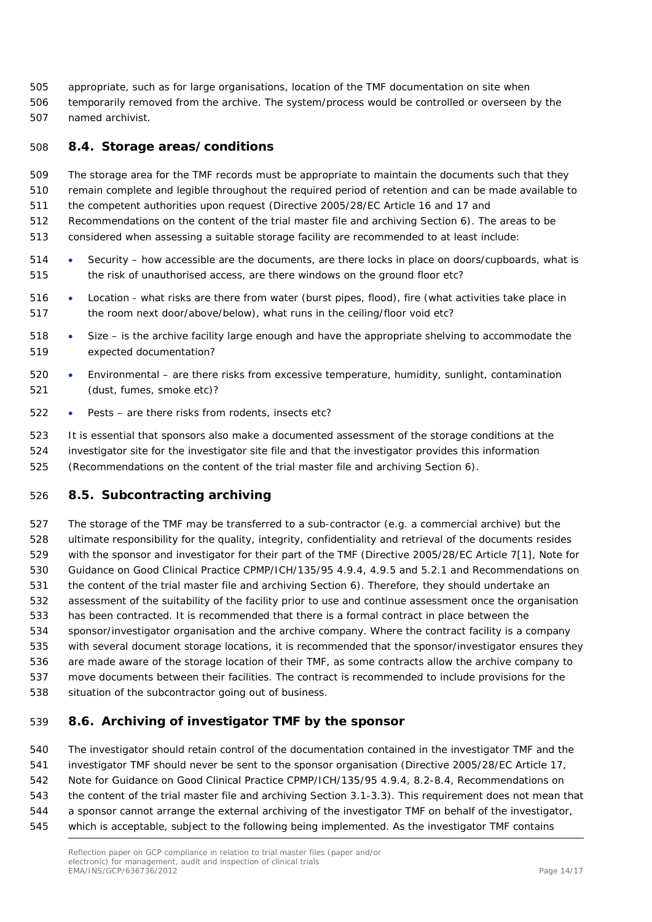appropriate, such as for large organisations, location of the TMF documentation on site when temporarily removed from the archive. The system/process would be controlled or overseen by the named archivist.

## 8.4. Storage areas/conditions

The storage area for the TMF records must be appropriate to maintain the documents such that they remain complete and legible throughout the required period of retention and can be made available to the competent authorities upon request (Directive 2005/28/EC Article 16 and 17 and Recommendations on the content of the trial master file and archiving Section 6). The areas to be considered when assessing a suitable storage facility are recommended to at least include:

- Security – how accessible are the documents, are there locks in place on doors/cupboards, what is the risk of unauthorised access, are there windows on the ground floor etc?
- Location - what risks are there from water (burst pipes, flood), fire (what activities take place in the room next door/above/below), what runs in the ceiling/floor void etc?
- Size – is the archive facility large enough and have the appropriate shelving to accommodate the expected documentation?
- Environmental – are there risks from excessive temperature, humidity, sunlight, contamination (dust, fumes, smoke etc)?
- Pests – are there risks from rodents, insects etc?

It is essential that sponsors also make a documented assessment of the storage conditions at the investigator site for the investigator site file and that the investigator provides this information (Recommendations on the content of the trial master file and archiving Section 6).

## 8.5. Subcontracting archiving

The storage of the TMF may be transferred to a sub-contractor (e.g. a commercial archive) but the ultimate responsibility for the quality, integrity, confidentiality and retrieval of the documents resides with the sponsor and investigator for their part of the TMF (Directive 2005/28/EC Article 7[1], Note for Guidance on Good Clinical Practice CPMP/ICH/135/95 4.9.4, 4.9.5 and 5.2.1 and Recommendations on the content of the trial master file and archiving Section 6). Therefore, they should undertake an assessment of the suitability of the facility prior to use and continue assessment once the organisation has been contracted. It is recommended that there is a formal contract in place between the sponsor/investigator organisation and the archive company. Where the contract facility is a company with several document storage locations, it is recommended that the sponsor/investigator ensures they are made aware of the storage location of their TMF, as some contracts allow the archive company to move documents between their facilities. The contract is recommended to include provisions for the situation of the subcontractor going out of business.

## 8.6. Archiving of investigator TMF by the sponsor

The investigator should retain control of the documentation contained in the investigator TMF and the investigator TMF should never be sent to the sponsor organisation (Directive 2005/28/EC Article 17, Note for Guidance on Good Clinical Practice CPMP/ICH/135/95 4.9.4, 8.2-8.4, Recommendations on the content of the trial master file and archiving Section 3.1-3.3). This requirement does not mean that a sponsor cannot arrange the external archiving of the investigator TMF on behalf of the investigator, which is acceptable, subject to the following being implemented. As the investigator TMF contains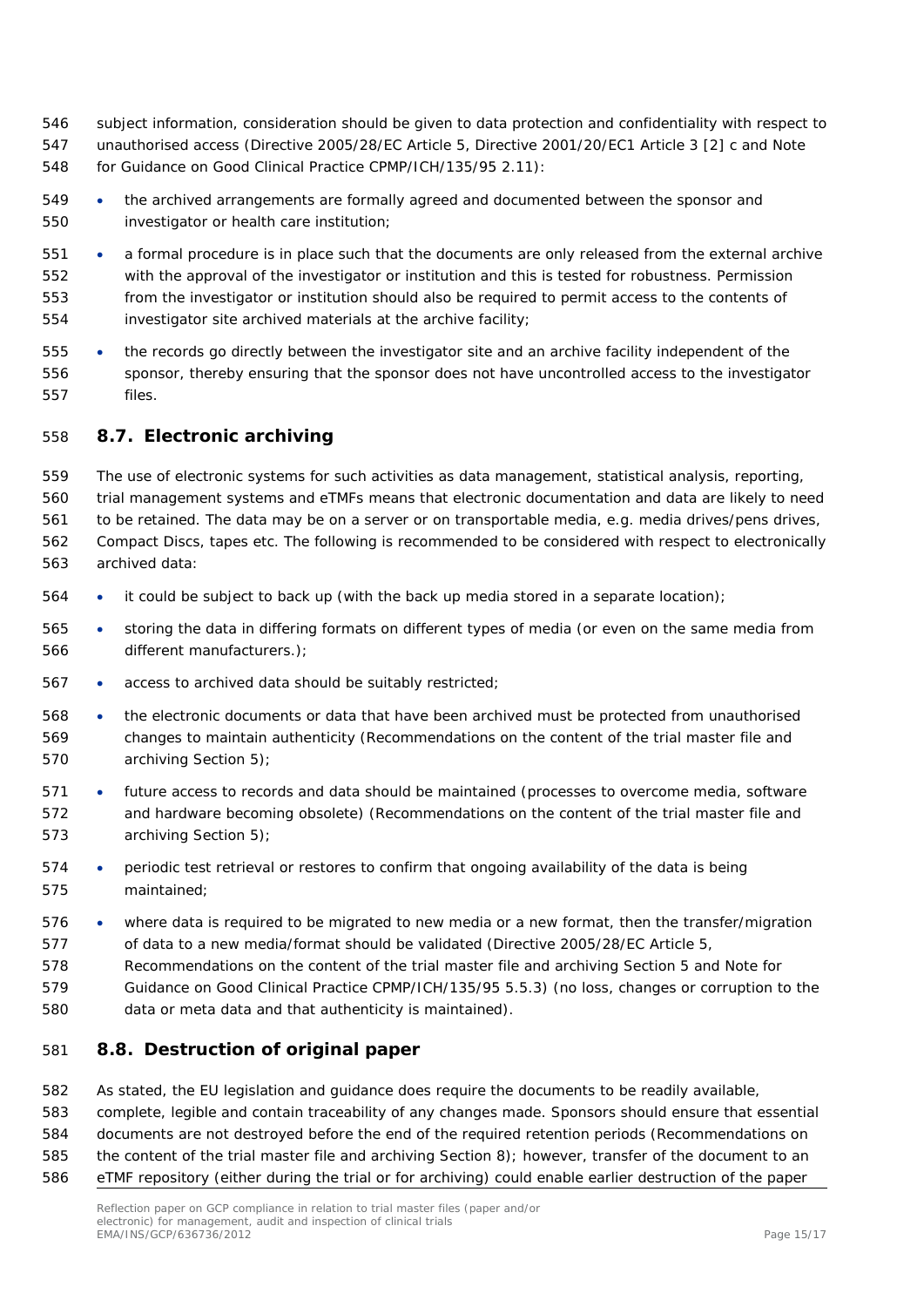subject information, consideration should be given to data protection and confidentiality with respect to unauthorised access (Directive 2005/28/EC Article 5, Directive 2001/20/EC1 Article 3 [2] c and Note for Guidance on Good Clinical Practice CPMP/ICH/135/95 2.11):

- the archived arrangements are formally agreed and documented between the sponsor and investigator or health care institution;
- a formal procedure is in place such that the documents are only released from the external archive with the approval of the investigator or institution and this is tested for robustness. Permission from the investigator or institution should also be required to permit access to the contents of investigator site archived materials at the archive facility;
- the records go directly between the investigator site and an archive facility independent of the sponsor, thereby ensuring that the sponsor does not have uncontrolled access to the investigator files.

## 8.7. Electronic archiving

The use of electronic systems for such activities as data management, statistical analysis, reporting, trial management systems and eTMFs means that electronic documentation and data are likely to need to be retained. The data may be on a server or on transportable media, e.g. media drives/pens drives, Compact Discs, tapes etc. The following is recommended to be considered with respect to electronically archived data:

- it could be subject to back up (with the back up media stored in a separate location);
- storing the data in differing formats on different types of media (or even on the same media from different manufacturers.);
- access to archived data should be suitably restricted;
- the electronic documents or data that have been archived must be protected from unauthorised changes to maintain authenticity (Recommendations on the content of the trial master file and archiving Section 5);
- future access to records and data should be maintained (processes to overcome media, software and hardware becoming obsolete) (Recommendations on the content of the trial master file and archiving Section 5);
- periodic test retrieval or restores to confirm that ongoing availability of the data is being maintained;
- where data is required to be migrated to new media or a new format, then the transfer/migration of data to a new media/format should be validated (Directive 2005/28/EC Article 5, Recommendations on the content of the trial master file and archiving Section 5 and Note for Guidance on Good Clinical Practice CPMP/ICH/135/95 5.5.3) (no loss, changes or corruption to the data or meta data and that authenticity is maintained).

## 8.8. Destruction of original paper

As stated, the EU legislation and guidance does require the documents to be readily available, complete, legible and contain traceability of any changes made. Sponsors should ensure that essential documents are not destroyed before the end of the required retention periods (Recommendations on the content of the trial master file and archiving Section 8); however, transfer of the document to an eTMF repository (either during the trial or for archiving) could enable earlier destruction of the paper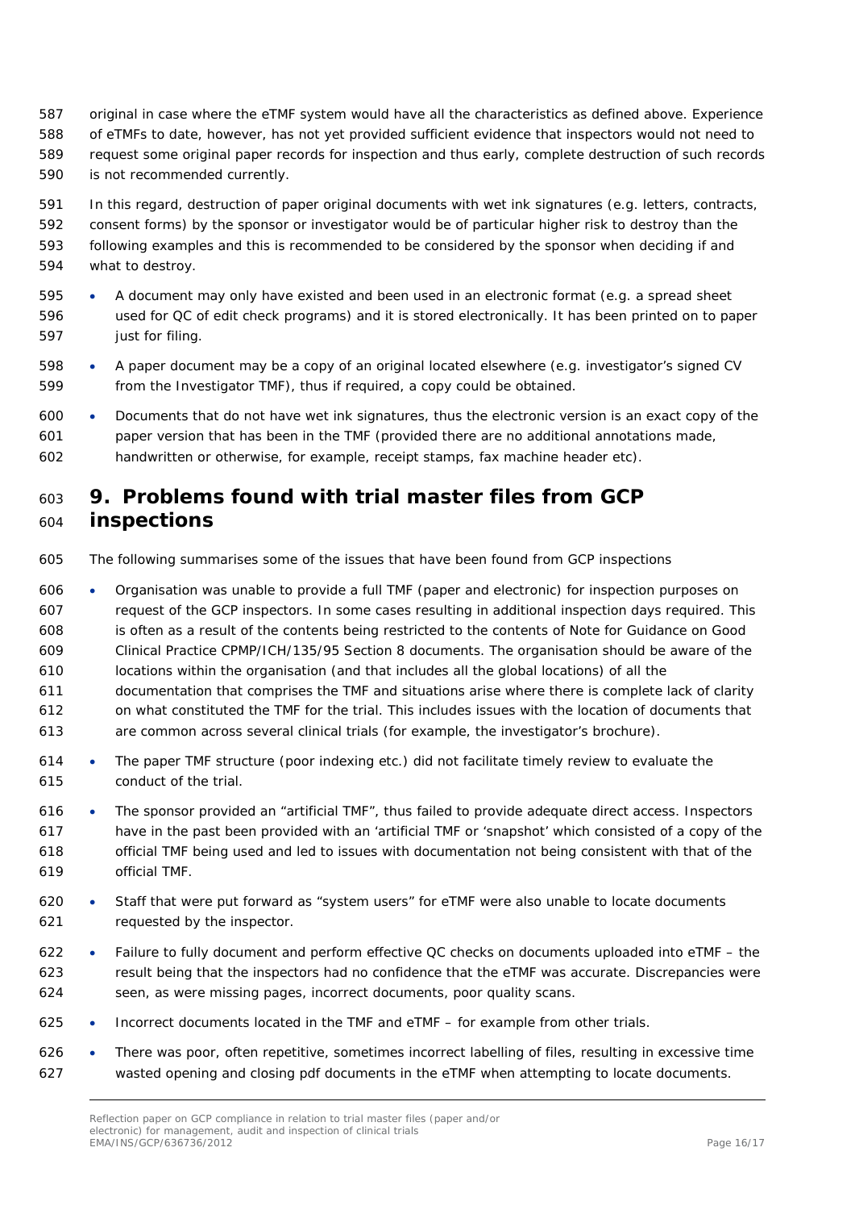original in case where the eTMF system would have all the characteristics as defined above. Experience of eTMFs to date, however, has not yet provided sufficient evidence that inspectors would not need to request some original paper records for inspection and thus early, complete destruction of such records is not recommended currently.

In this regard, destruction of paper original documents with wet ink signatures (e.g. letters, contracts, consent forms) by the sponsor or investigator would be of particular higher risk to destroy than the following examples and this is recommended to be considered by the sponsor when deciding if and what to destroy.

- A document may only have existed and been used in an electronic format (e.g. a spread sheet used for QC of edit check programs) and it is stored electronically. It has been printed on to paper just for filing.
- A paper document may be a copy of an original located elsewhere (e.g. investigator's signed CV from the Investigator TMF), thus if required, a copy could be obtained.
- Documents that do not have wet ink signatures, thus the electronic version is an exact copy of the paper version that has been in the TMF (provided there are no additional annotations made, handwritten or otherwise, for example, receipt stamps, fax machine header etc).

# 9. Problems found with trial master files from GCP inspections

The following summarises some of the issues that have been found from GCP inspections

- Organisation was unable to provide a full TMF (paper and electronic) for inspection purposes on request of the GCP inspectors. In some cases resulting in additional inspection days required. This is often as a result of the contents being restricted to the contents of Note for Guidance on Good Clinical Practice CPMP/ICH/135/95 Section 8 documents. The organisation should be aware of the locations within the organisation (and that includes all the global locations) of all the documentation that comprises the TMF and situations arise where there is complete lack of clarity on what constituted the TMF for the trial. This includes issues with the location of documents that are common across several clinical trials (for example, the investigator's brochure).
- The paper TMF structure (poor indexing etc.) did not facilitate timely review to evaluate the conduct of the trial.
- The sponsor provided an "artificial TMF", thus failed to provide adequate direct access. Inspectors have in the past been provided with an 'artificial TMF or 'snapshot' which consisted of a copy of the official TMF being used and led to issues with documentation not being consistent with that of the official TMF.
- Staff that were put forward as "system users" for eTMF were also unable to locate documents requested by the inspector.
- Failure to fully document and perform effective QC checks on documents uploaded into eTMF – the result being that the inspectors had no confidence that the eTMF was accurate. Discrepancies were seen, as were missing pages, incorrect documents, poor quality scans.
- Incorrect documents located in the TMF and eTMF – for example from other trials.
- There was poor, often repetitive, sometimes incorrect labelling of files, resulting in excessive time wasted opening and closing pdf documents in the eTMF when attempting to locate documents.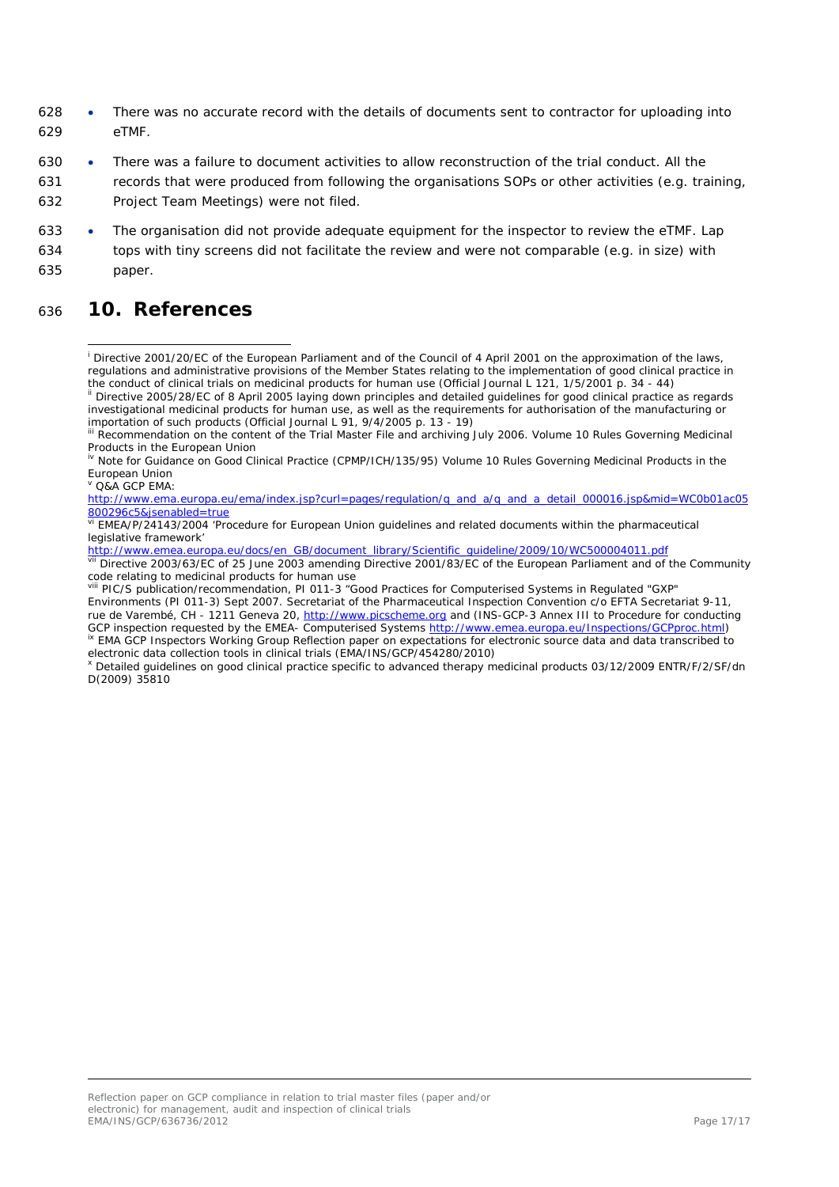- There was no accurate record with the details of documents sent to contractor for uploading into eTMF.
- There was a failure to document activities to allow reconstruction of the trial conduct. All the records that were produced from following the organisations SOPs or other activities (e.g. training, Project Team Meetings) were not filed.
- The organisation did not provide adequate equipment for the inspector to review the eTMF. Lap tops with tiny screens did not facilitate the review and were not comparable (e.g. in size) with paper.

# 10. References

---

[i] Directive 2001/20/EC of the European Parliament and of the Council of 4 April 2001 on the approximation of the laws, regulations and administrative provisions of the Member States relating to the implementation of good clinical practice in the conduct of clinical trials on medicinal products for human use (Official Journal L 121, 1/5/2001 p. 34 - 44)

[ii] Directive 2005/28/EC of 8 April 2005 laying down principles and detailed guidelines for good clinical practice as regards investigational medicinal products for human use, as well as the requirements for authorisation of the manufacturing or importation of such products (Official Journal L 91, 9/4/2005 p. 13 - 19)

[iii] Recommendation on the content of the Trial Master File and archiving July 2006. Volume 10 Rules Governing Medicinal Products in the European Union

[iv] Note for Guidance on Good Clinical Practice (CPMP/ICH/135/95) Volume 10 Rules Governing Medicinal Products in the European Union

[v] Q&A GCP EMA: http://www.ema.europa.eu/ema/index.jsp?curl=pages/regulation/q_and_a/q_and_a_detail_000016.jsp&mid=WC0b01ac05800296c5&jsenabled=true

[vi] EMEA/P/24143/2004 'Procedure for European Union guidelines and related documents within the pharmaceutical legislative framework' http://www.emea.europa.eu/docs/en_GB/document_library/Scientific_guideline/2009/10/WC500004011.pdf

[vii] Directive 2003/63/EC of 25 June 2003 amending Directive 2001/83/EC of the European Parliament and of the Community code relating to medicinal products for human use

[viii] PIC/S publication/recommendation, PI 011-3 "Good Practices for Computerised Systems in Regulated "GXP" Environments (PI 011-3) Sept 2007. Secretariat of the Pharmaceutical Inspection Convention c/o EFTA Secretariat 9-11, rue de Varembé, CH - 1211 Geneva 20, http://www.picscheme.org and (INS-GCP-3 Annex III to Procedure for conducting GCP inspection requested by the EMEA- Computerised Systems http://www.emea.europa.eu/Inspections/GCPproc.html)

[ix] EMA GCP Inspectors Working Group Reflection paper on expectations for electronic source data and data transcribed to electronic data collection tools in clinical trials (EMA/INS/GCP/454280/2010)

[x] Detailed guidelines on good clinical practice specific to advanced therapy medicinal products 03/12/2009 ENTR/F/2/SF/dn D(2009) 35810